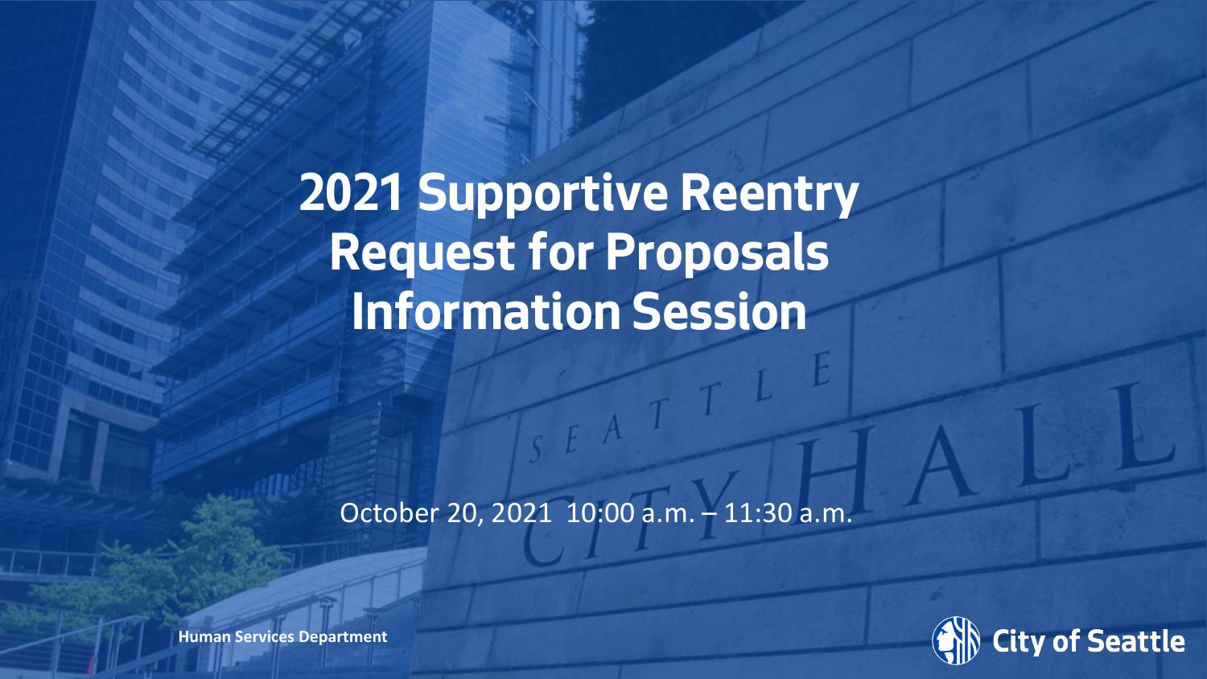# 2021 Supportive Reentry Request for Proposals Information Session

October 20, 2021 10:00 a.m. – 11:30 a.m.

**Human Services Department**

City of Seattle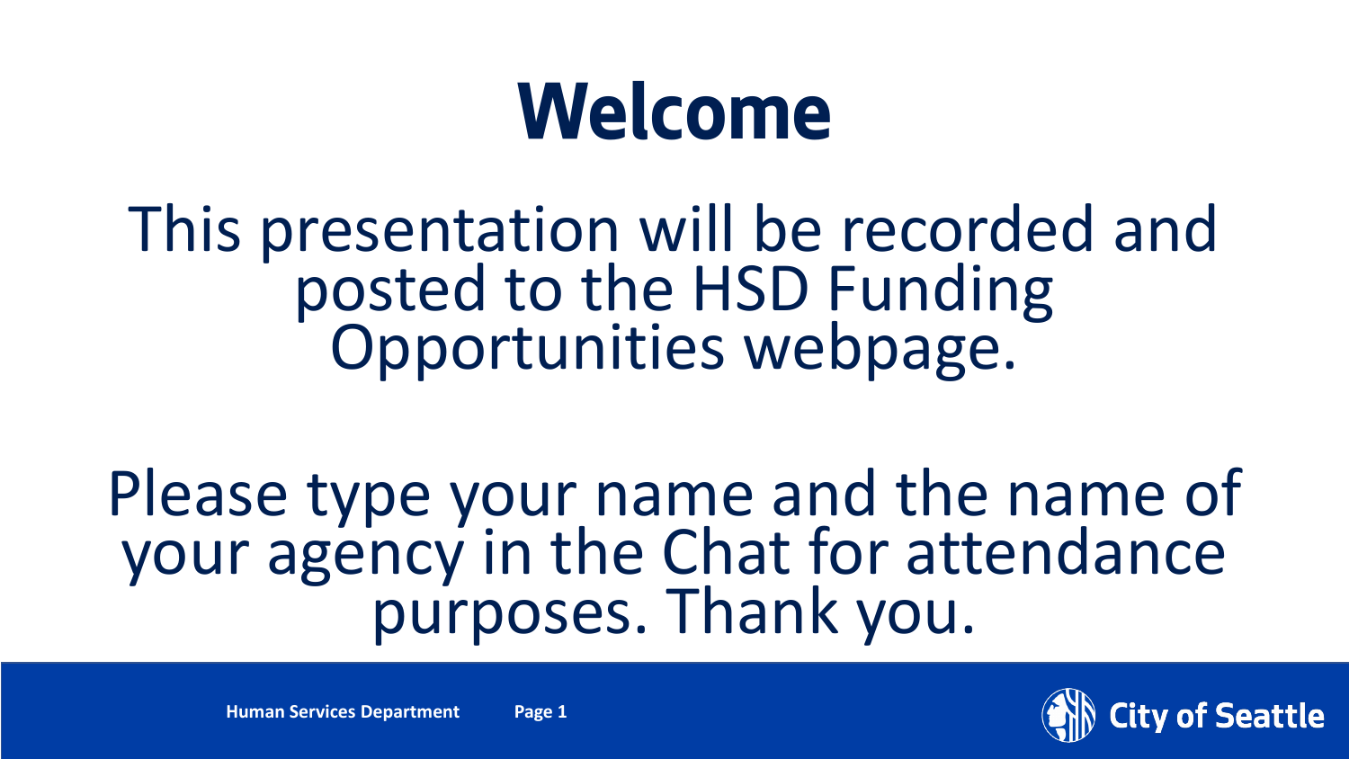# Welcome

This presentation will be recorded and posted to the HSD Funding Opportunities webpage.

Please type your name and the name of your agency in the Chat for attendance purposes. Thank you.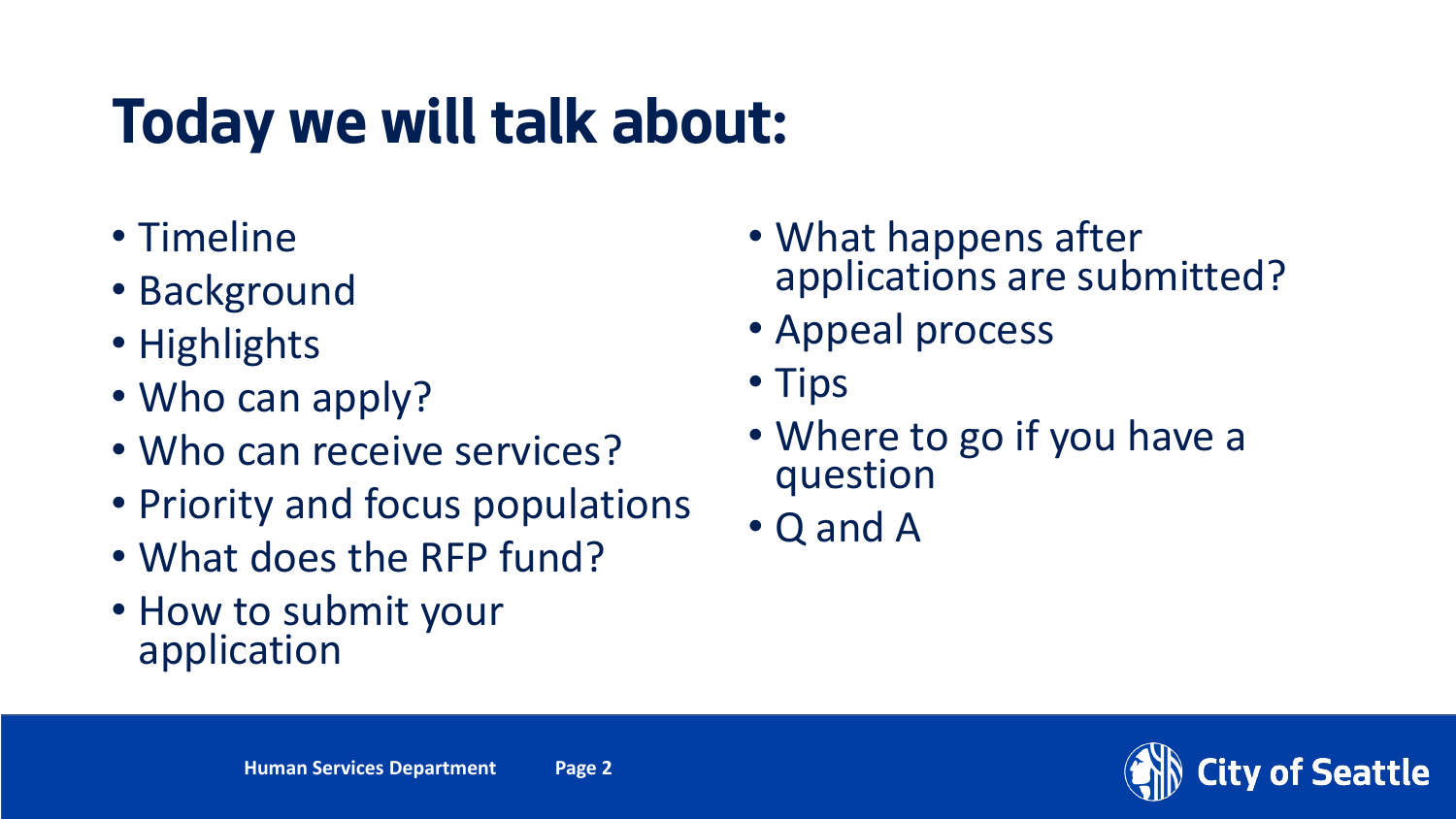# Today we will talk about:

- Timeline
- Background
- Highlights
- Who can apply?
- Who can receive services?
- Priority and focus populations
- What does the RFP fund?
- How to submit your application
- What happens after applications are submitted?
- Appeal process
- Tips
- Where to go if you have a question
- Q and A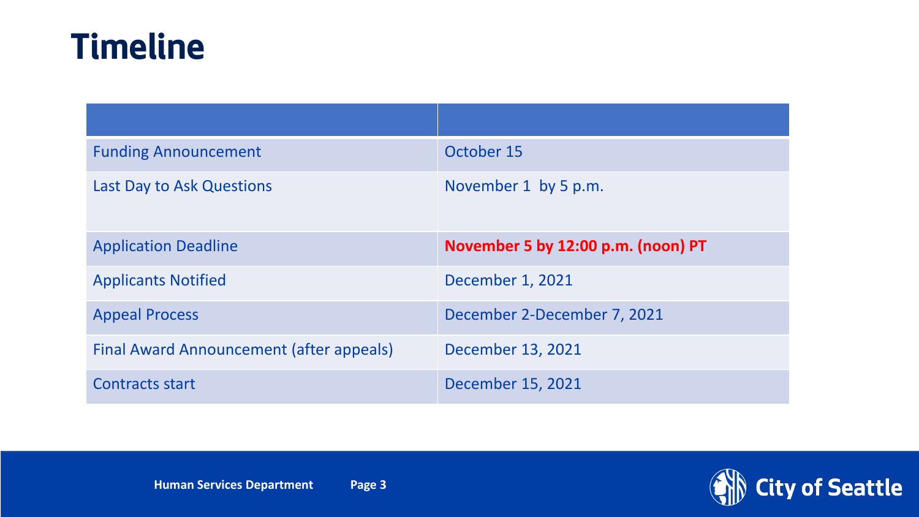# Timeline

| | |
|---|---|
| Funding Announcement | October 15 |
| Last Day to Ask Questions | November 1 by 5 p.m. |
| Application Deadline | **November 5 by 12:00 p.m. (noon) PT** |
| Applicants Notified | December 1, 2021 |
| Appeal Process | December 2-December 7, 2021 |
| Final Award Announcement (after appeals) | December 13, 2021 |
| Contracts start | December 15, 2021 |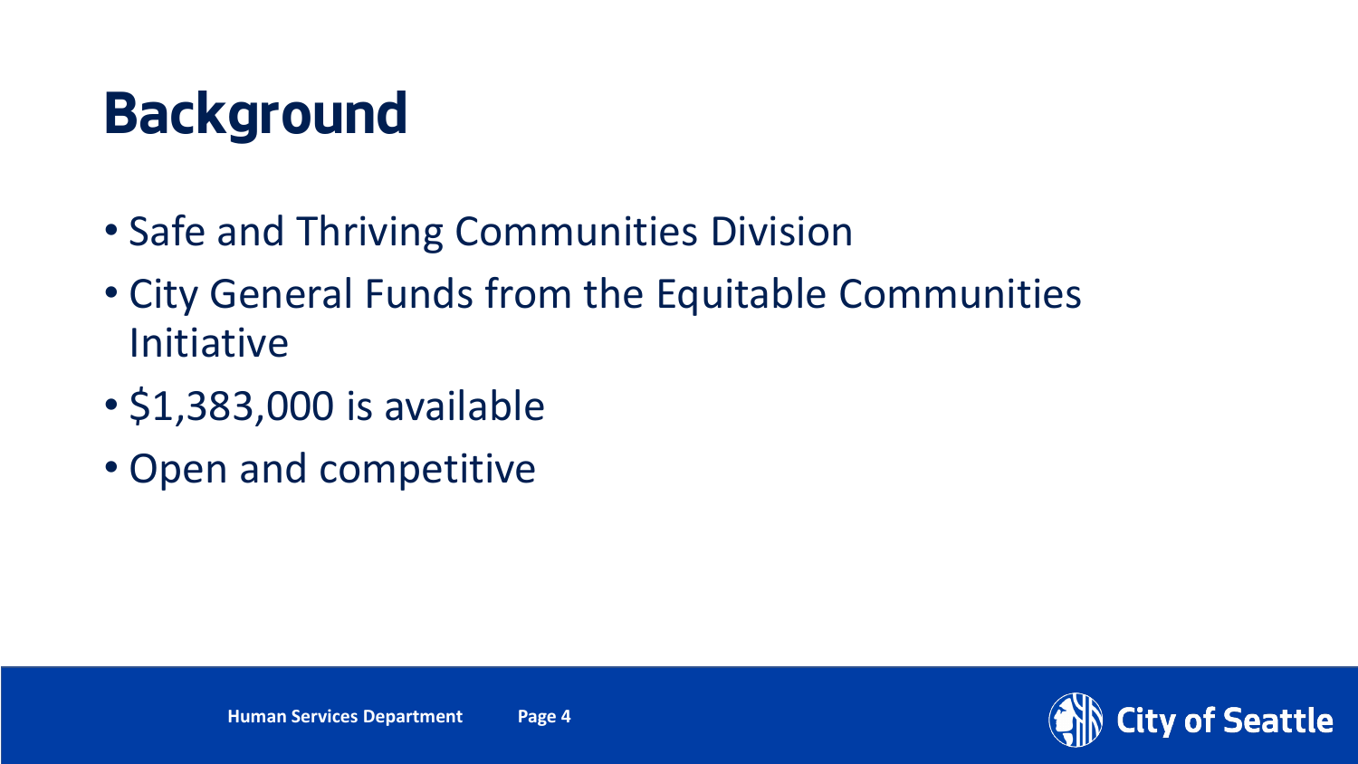# Background

- Safe and Thriving Communities Division
- City General Funds from the Equitable Communities Initiative
- $1,383,000 is available
- Open and competitive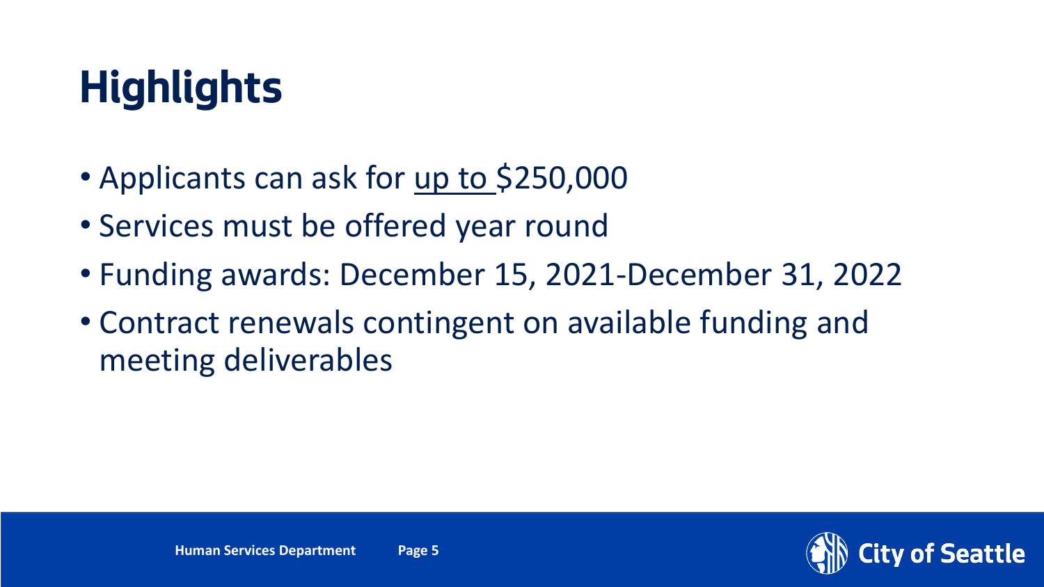# Highlights

- Applicants can ask for <u>up to </u>$250,000
- Services must be offered year round
- Funding awards: December 15, 2021-December 31, 2022
- Contract renewals contingent on available funding and meeting deliverables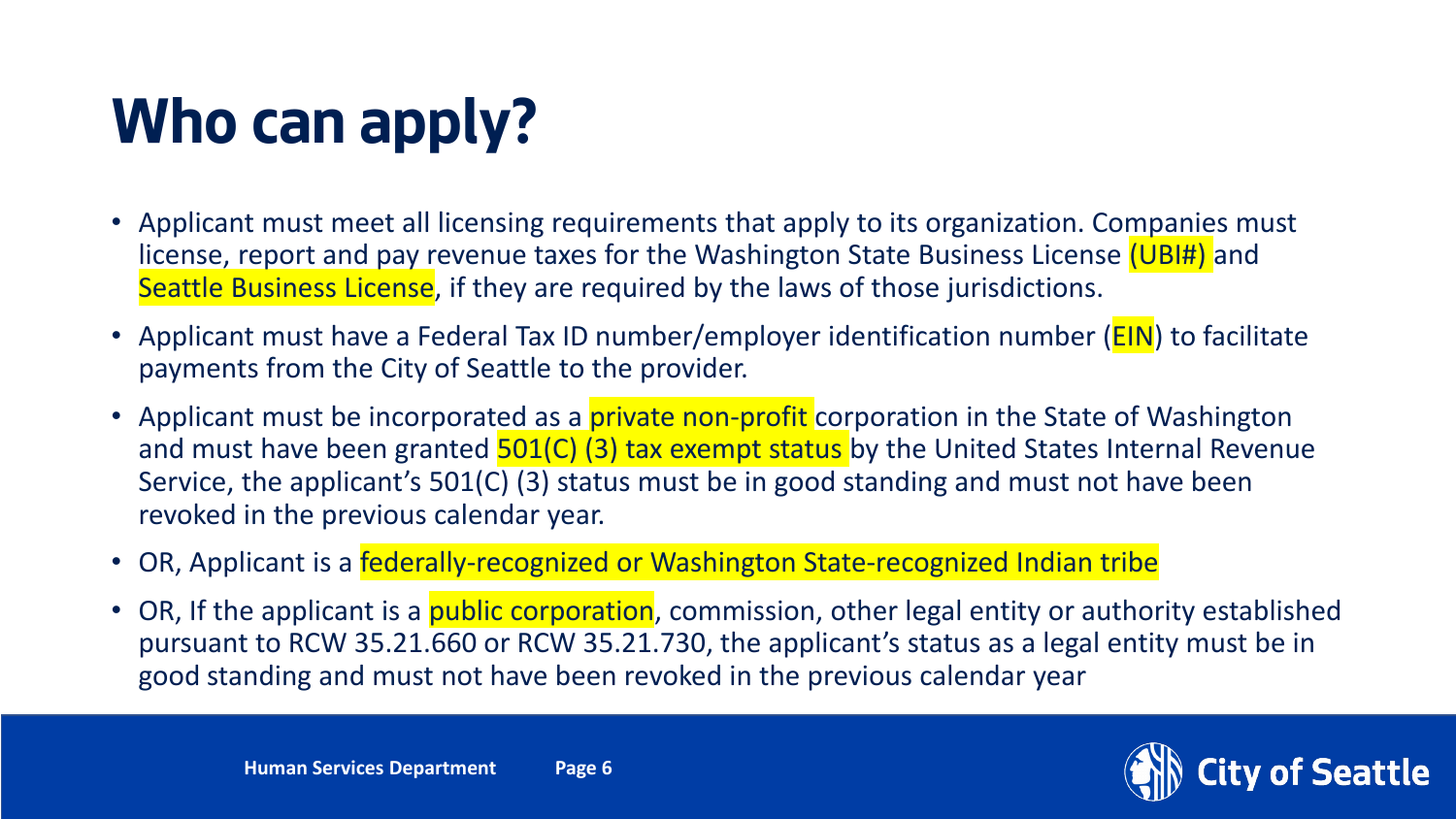# Who can apply?

- Applicant must meet all licensing requirements that apply to its organization. Companies must license, report and pay revenue taxes for the Washington State Business License (UBI#) and Seattle Business License, if they are required by the laws of those jurisdictions.
- Applicant must have a Federal Tax ID number/employer identification number (EIN) to facilitate payments from the City of Seattle to the provider.
- Applicant must be incorporated as a private non-profit corporation in the State of Washington and must have been granted 501(C) (3) tax exempt status by the United States Internal Revenue Service, the applicant's 501(C) (3) status must be in good standing and must not have been revoked in the previous calendar year.
- OR, Applicant is a federally-recognized or Washington State-recognized Indian tribe
- OR, If the applicant is a public corporation, commission, other legal entity or authority established pursuant to RCW 35.21.660 or RCW 35.21.730, the applicant's status as a legal entity must be in good standing and must not have been revoked in the previous calendar year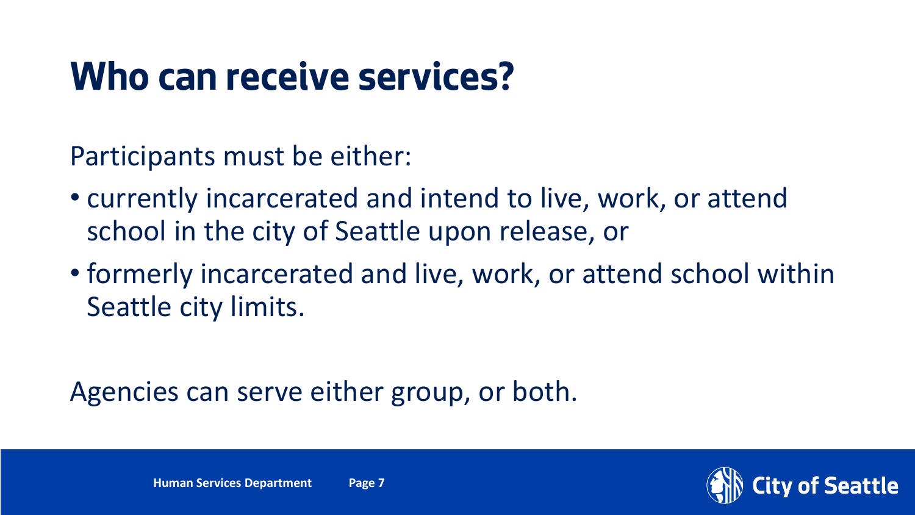# Who can receive services?

Participants must be either:

- currently incarcerated and intend to live, work, or attend school in the city of Seattle upon release, or
- formerly incarcerated and live, work, or attend school within Seattle city limits.

Agencies can serve either group, or both.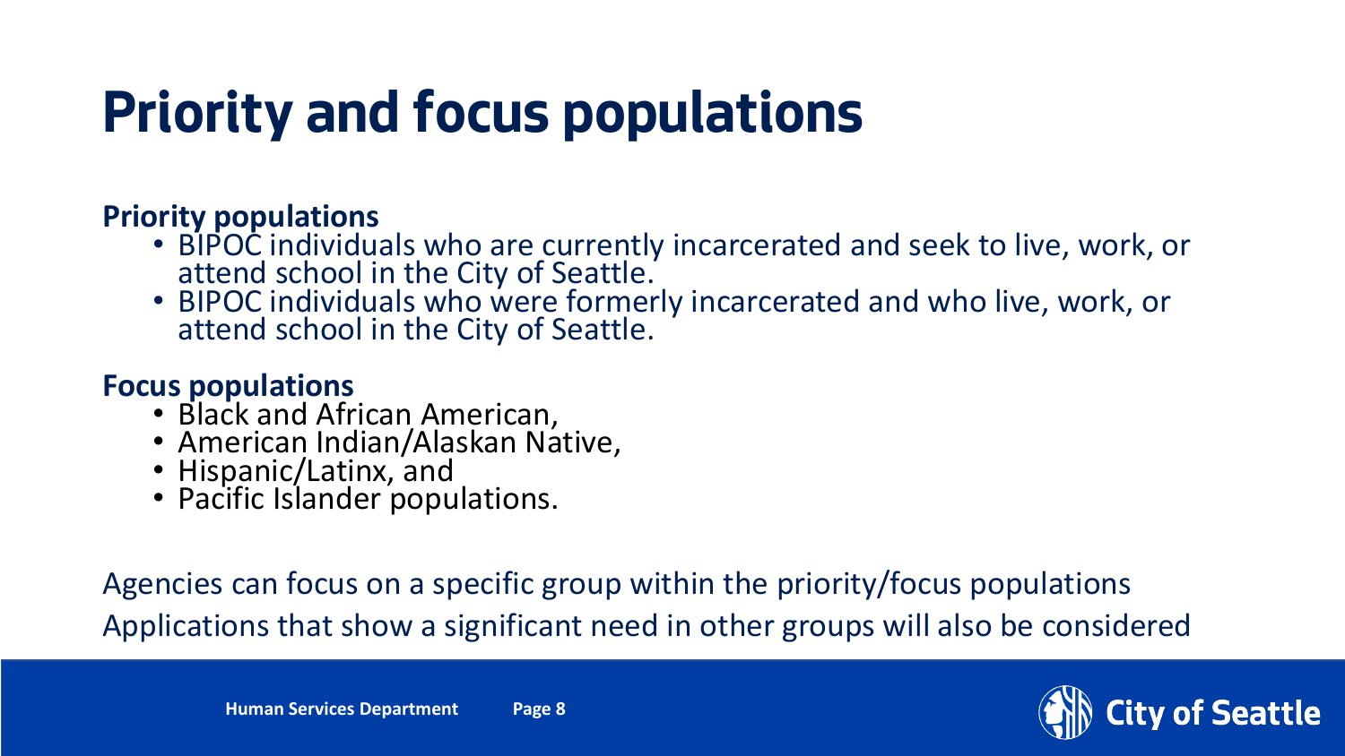# Priority and focus populations

**Priority populations**

- BIPOC individuals who are currently incarcerated and seek to live, work, or attend school in the City of Seattle.
- BIPOC individuals who were formerly incarcerated and who live, work, or attend school in the City of Seattle.

**Focus populations**

- Black and African American,
- American Indian/Alaskan Native,
- Hispanic/Latinx, and
- Pacific Islander populations.

Agencies can focus on a specific group within the priority/focus populations

Applications that show a significant need in other groups will also be considered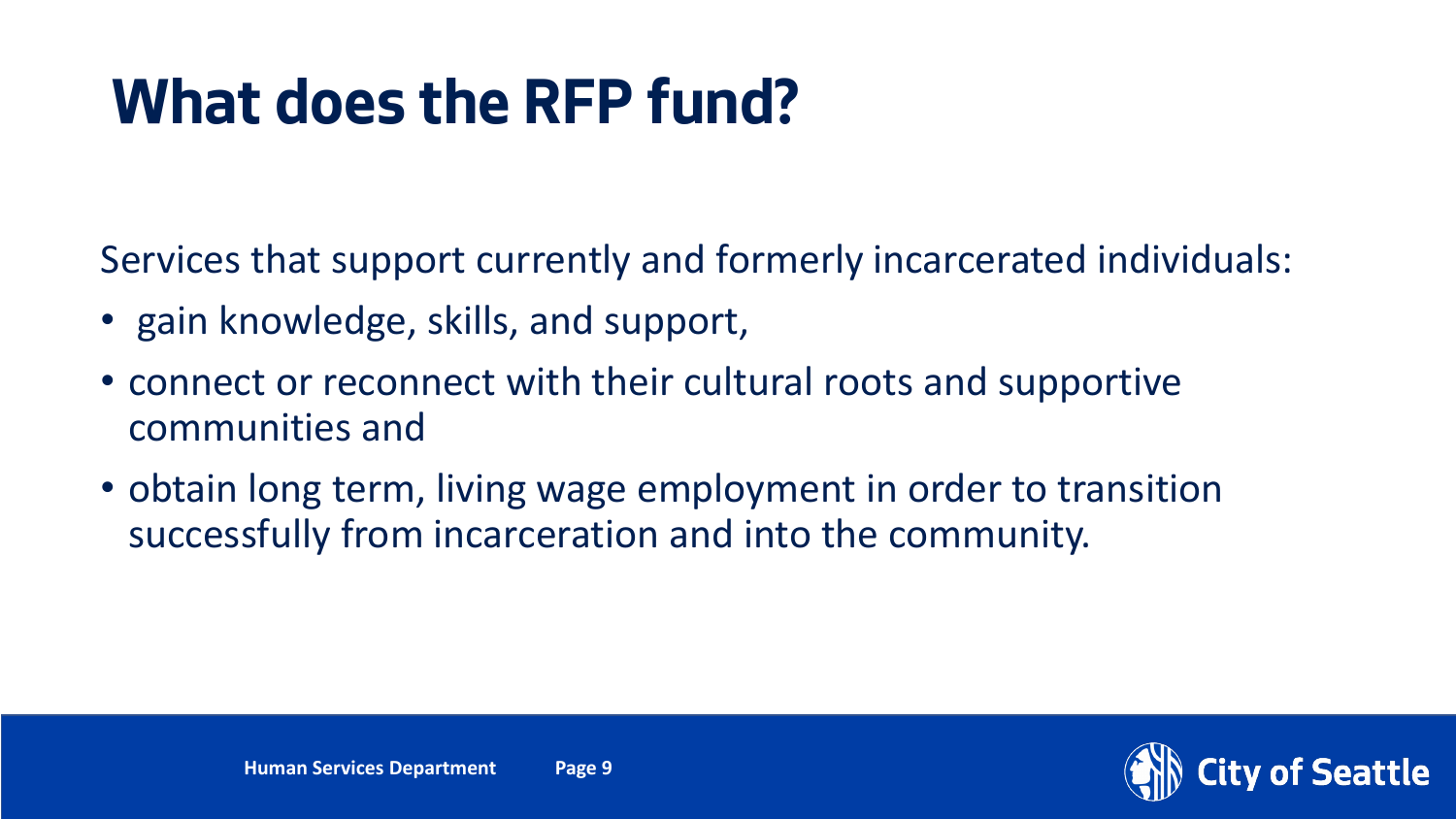# What does the RFP fund?

Services that support currently and formerly incarcerated individuals:

- gain knowledge, skills, and support,
- connect or reconnect with their cultural roots and supportive communities and
- obtain long term, living wage employment in order to transition successfully from incarceration and into the community.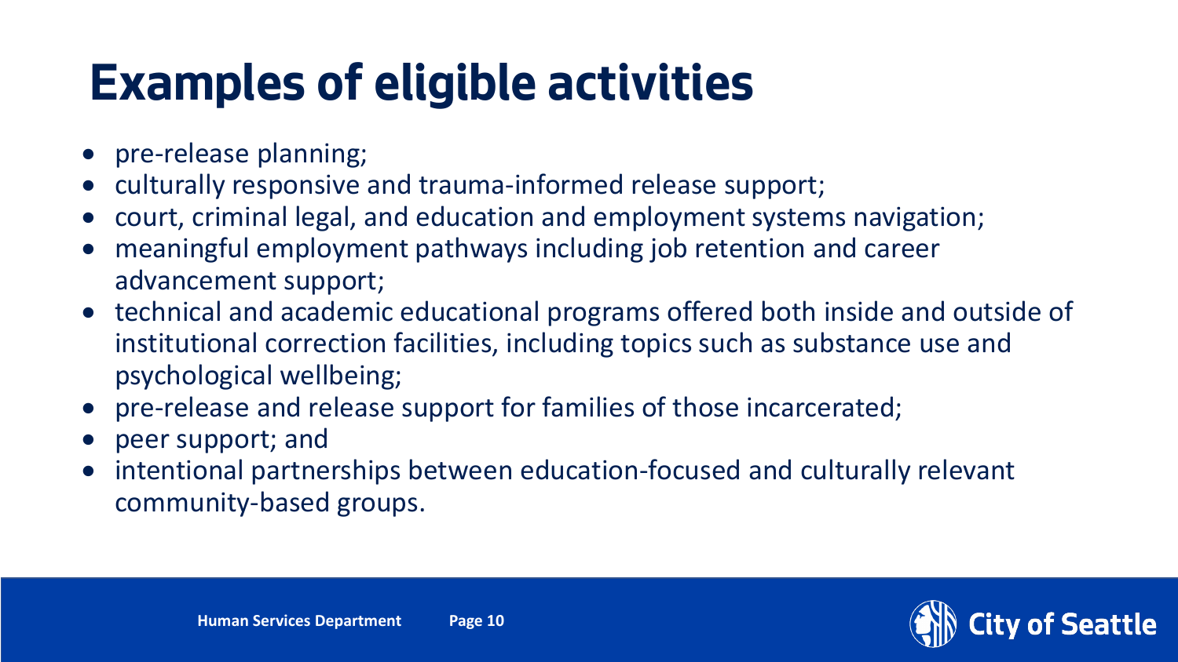# Examples of eligible activities

- pre-release planning;
- culturally responsive and trauma-informed release support;
- court, criminal legal, and education and employment systems navigation;
- meaningful employment pathways including job retention and career advancement support;
- technical and academic educational programs offered both inside and outside of institutional correction facilities, including topics such as substance use and psychological wellbeing;
- pre-release and release support for families of those incarcerated;
- peer support; and
- intentional partnerships between education-focused and culturally relevant community-based groups.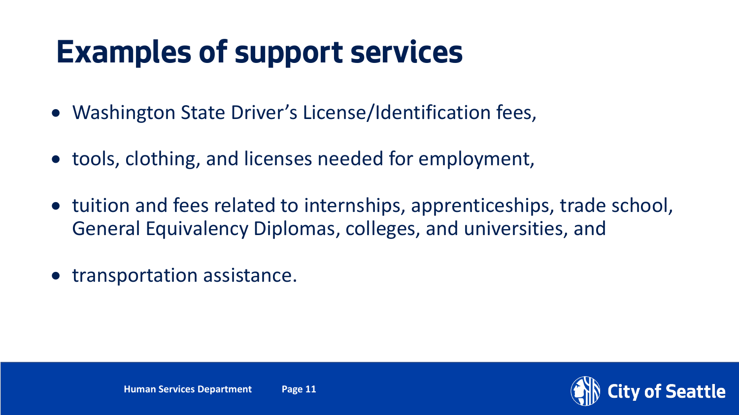# Examples of support services

- Washington State Driver's License/Identification fees,
- tools, clothing, and licenses needed for employment,
- tuition and fees related to internships, apprenticeships, trade school, General Equivalency Diplomas, colleges, and universities, and
- transportation assistance.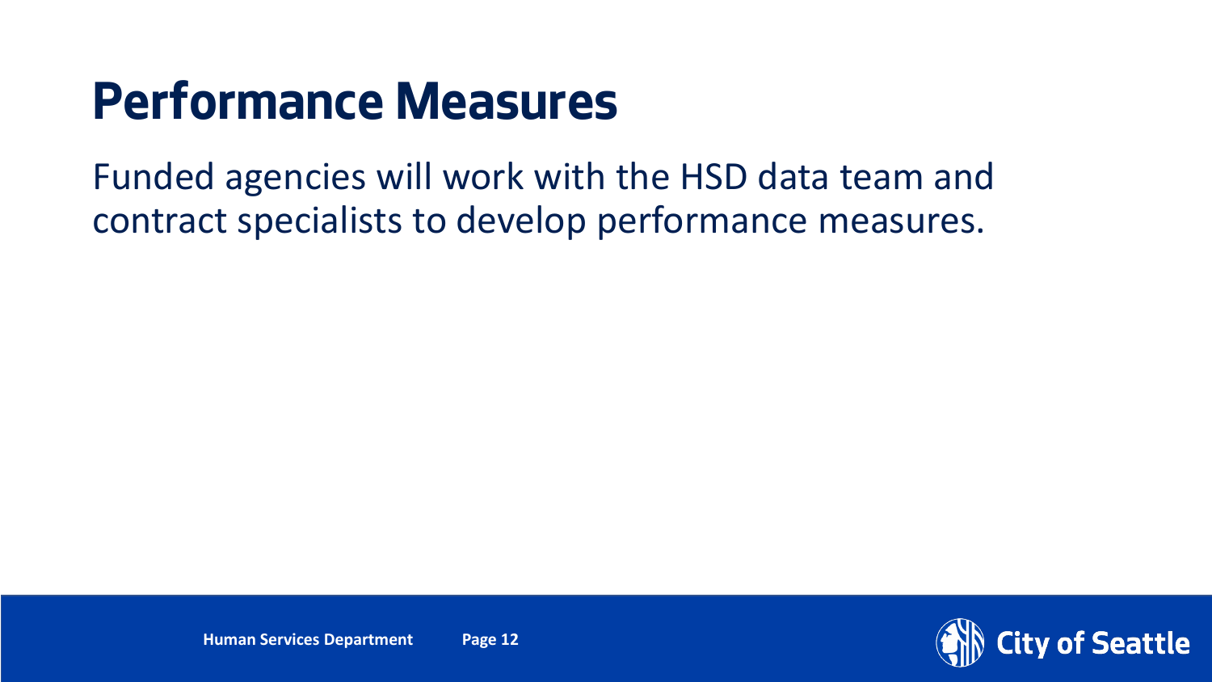# Performance Measures

Funded agencies will work with the HSD data team and contract specialists to develop performance measures.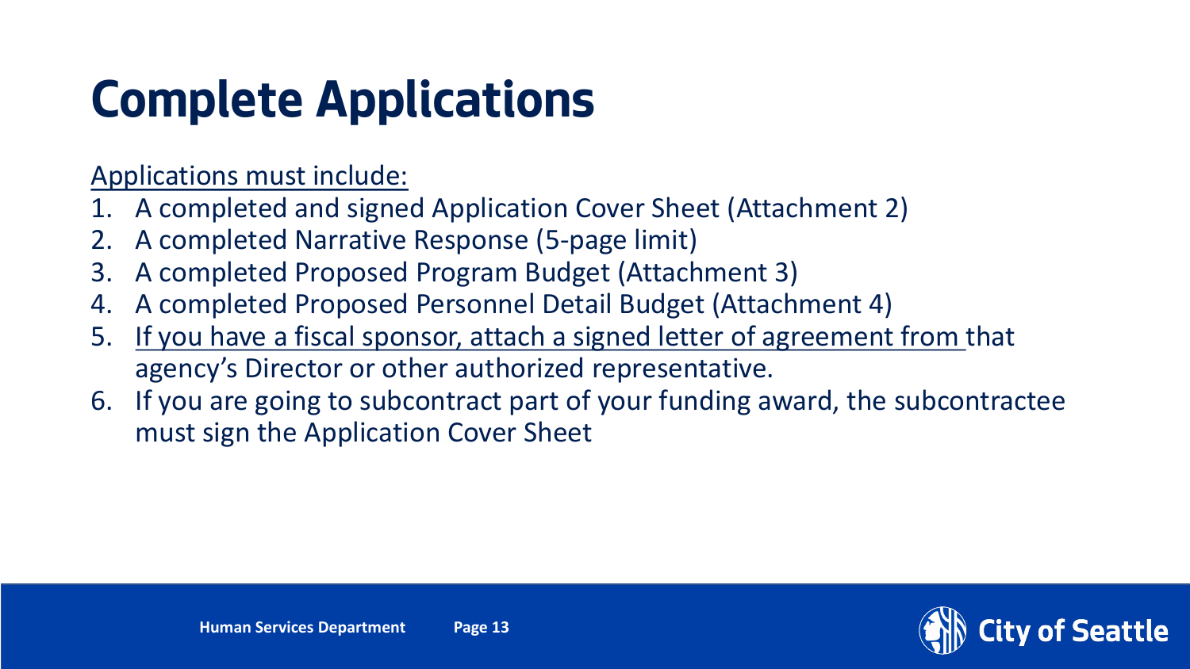# Complete Applications

Applications must include:

1. A completed and signed Application Cover Sheet (Attachment 2)
2. A completed Narrative Response (5-page limit)
3. A completed Proposed Program Budget (Attachment 3)
4. A completed Proposed Personnel Detail Budget (Attachment 4)
5. If you have a fiscal sponsor, attach a signed letter of agreement from that agency's Director or other authorized representative.
6. If you are going to subcontract part of your funding award, the subcontractee must sign the Application Cover Sheet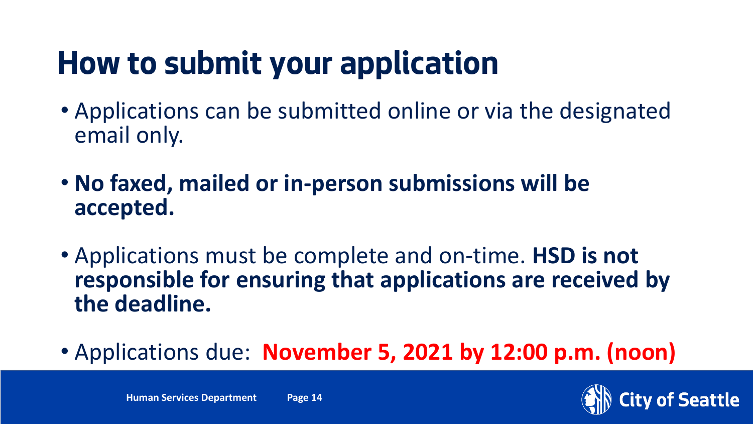# How to submit your application

- Applications can be submitted online or via the designated email only.

- **No faxed, mailed or in-person submissions will be accepted.**

- Applications must be complete and on-time. **HSD is not responsible for ensuring that applications are received by the deadline.**

- Applications due: **November 5, 2021 by 12:00 p.m. (noon)**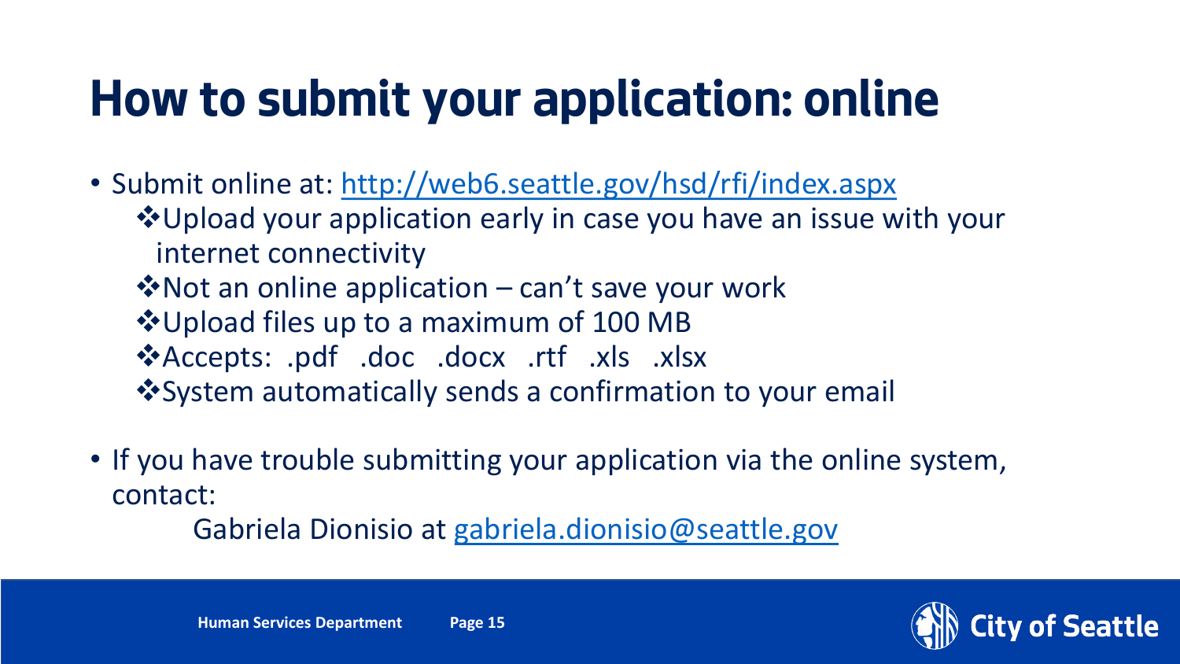# How to submit your application: online

- Submit online at: http://web6.seattle.gov/hsd/rfi/index.aspx
  - ❖Upload your application early in case you have an issue with your internet connectivity
  - ❖Not an online application – can't save your work
  - ❖Upload files up to a maximum of 100 MB
  - ❖Accepts: .pdf .doc .docx .rtf .xls .xlsx
  - ❖System automatically sends a confirmation to your email

- If you have trouble submitting your application via the online system, contact:

  Gabriela Dionisio at gabriela.dionisio@seattle.gov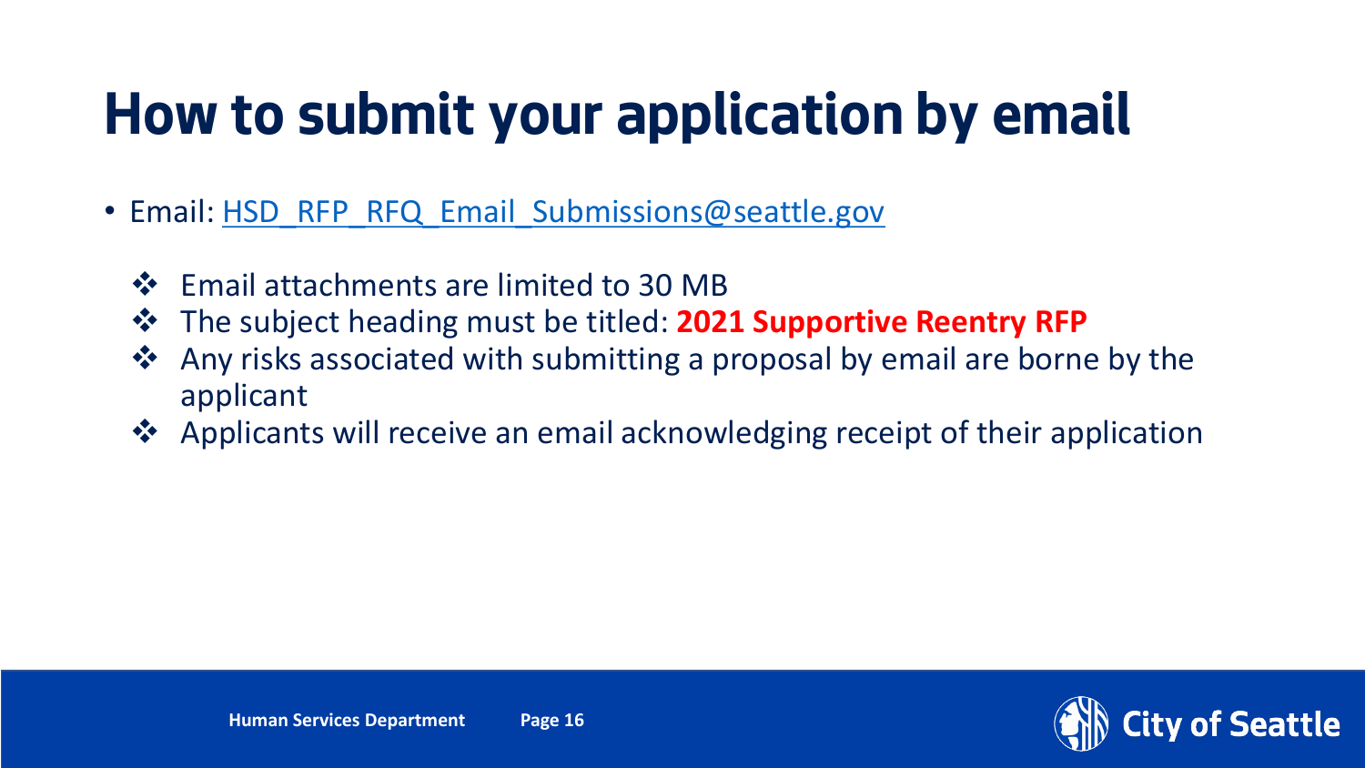# How to submit your application by email

- Email: HSD_RFP_RFQ_Email_Submissions@seattle.gov
  - Email attachments are limited to 30 MB
  - The subject heading must be titled: **2021 Supportive Reentry RFP**
  - Any risks associated with submitting a proposal by email are borne by the applicant
  - Applicants will receive an email acknowledging receipt of their application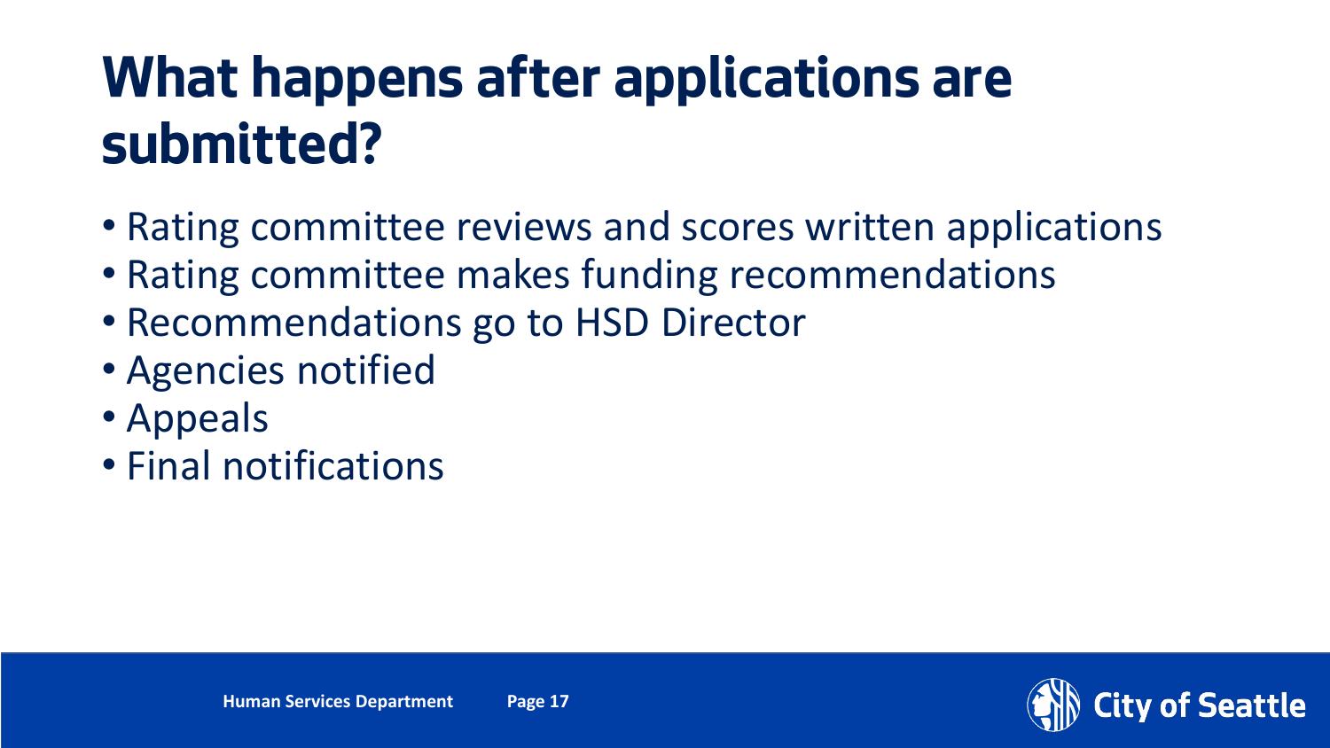# What happens after applications are submitted?

- Rating committee reviews and scores written applications
- Rating committee makes funding recommendations
- Recommendations go to HSD Director
- Agencies notified
- Appeals
- Final notifications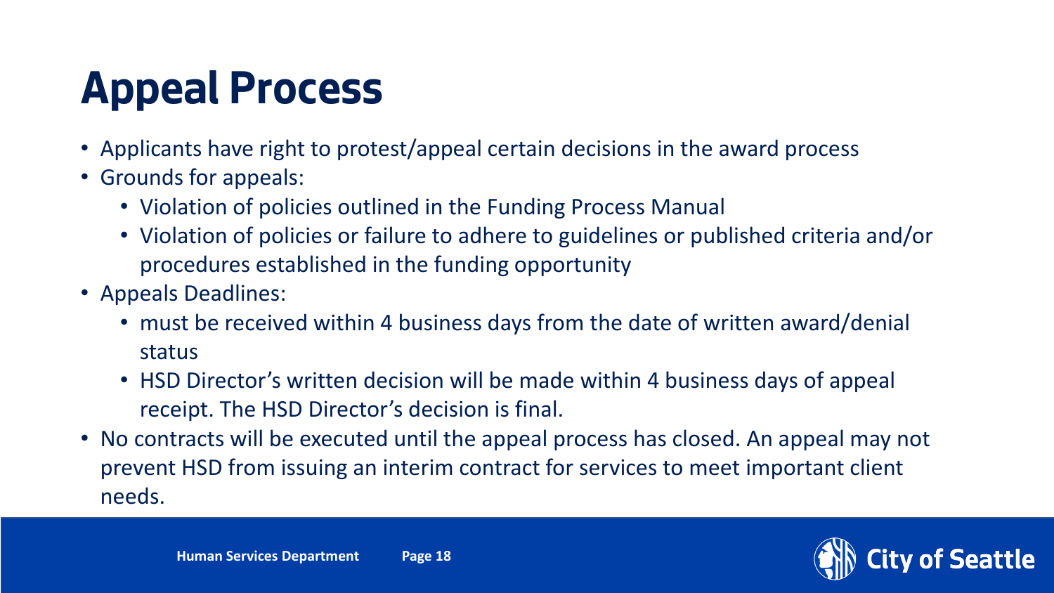# Appeal Process

- Applicants have right to protest/appeal certain decisions in the award process
- Grounds for appeals:
  - Violation of policies outlined in the Funding Process Manual
  - Violation of policies or failure to adhere to guidelines or published criteria and/or procedures established in the funding opportunity
- Appeals Deadlines:
  - must be received within 4 business days from the date of written award/denial status
  - HSD Director's written decision will be made within 4 business days of appeal receipt. The HSD Director's decision is final.
- No contracts will be executed until the appeal process has closed. An appeal may not prevent HSD from issuing an interim contract for services to meet important client needs.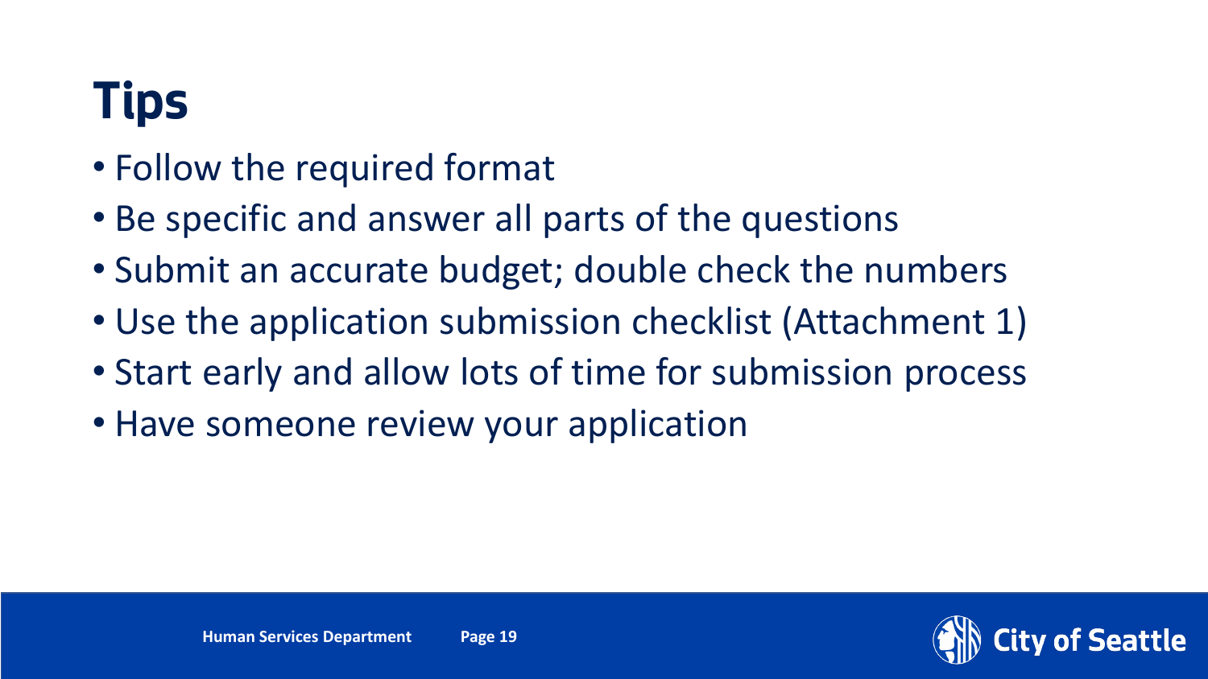# Tips

- Follow the required format
- Be specific and answer all parts of the questions
- Submit an accurate budget; double check the numbers
- Use the application submission checklist (Attachment 1)
- Start early and allow lots of time for submission process
- Have someone review your application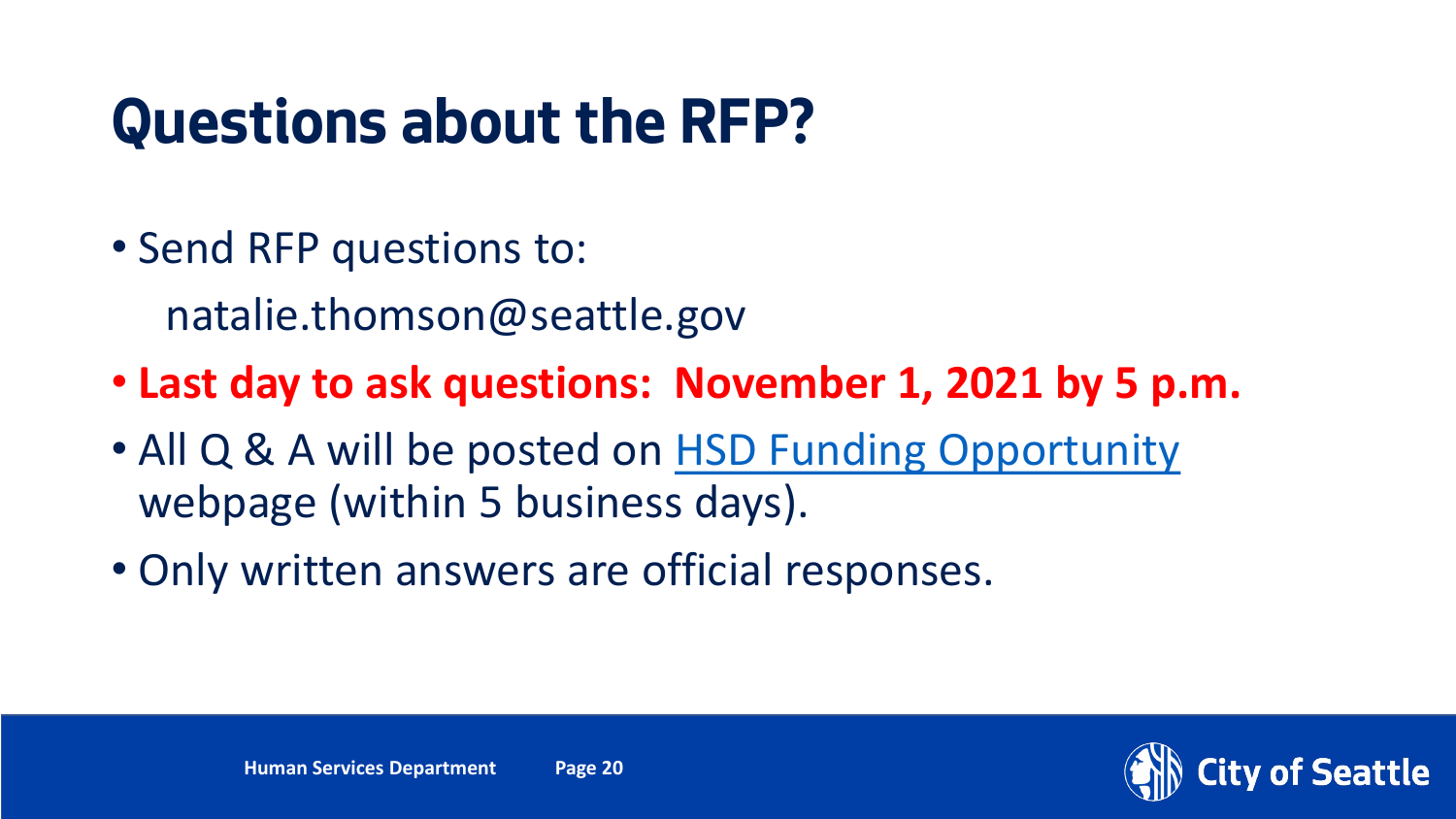# Questions about the RFP?

- Send RFP questions to:
  natalie.thomson@seattle.gov
- **Last day to ask questions: November 1, 2021 by 5 p.m.**
- All Q & A will be posted on HSD Funding Opportunity webpage (within 5 business days).
- Only written answers are official responses.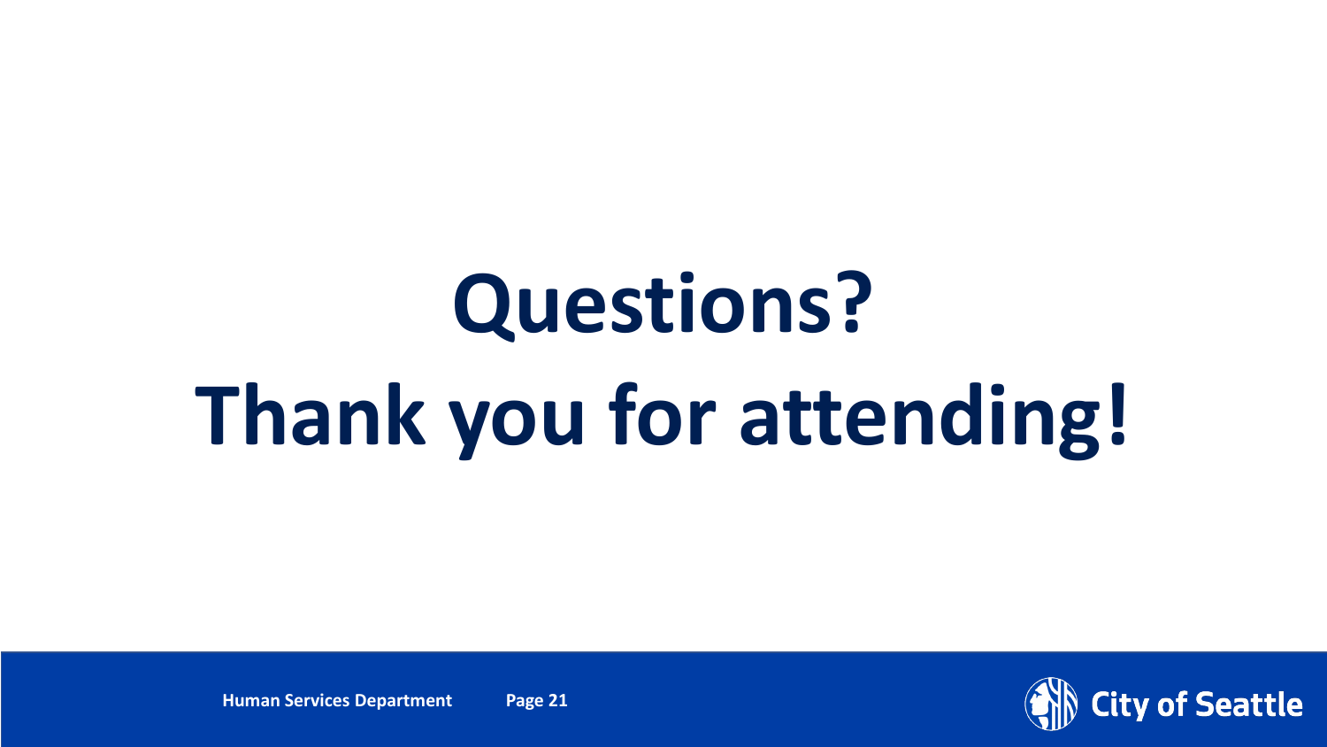# Questions?

# Thank you for attending!